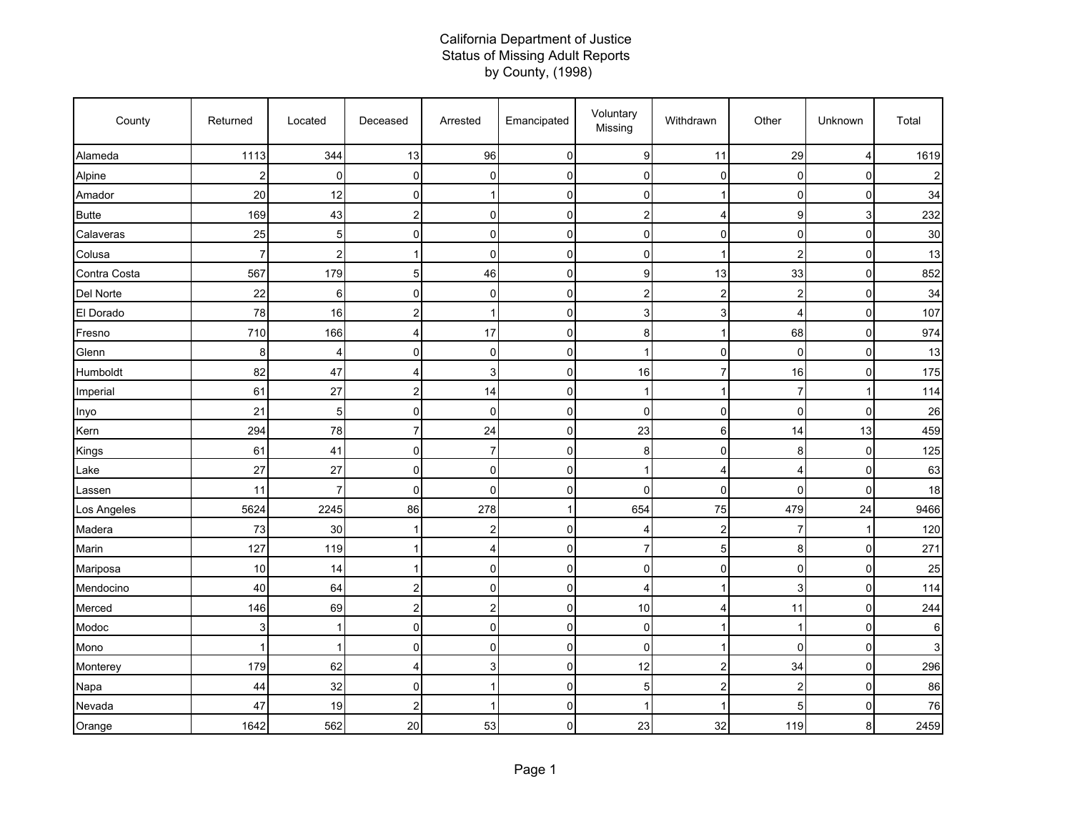# California Department of Justice
## Status of Missing Adult Reports
## by County, (1998)

| County | Returned | Located | Deceased | Arrested | Emancipated | Voluntary Missing | Withdrawn | Other | Unknown | Total |
|---|---|---|---|---|---|---|---|---|---|---|
| Alameda | 1113 | 344 | 13 | 96 | 0 | 9 | 11 | 29 | 4 | 1619 |
| Alpine | 2 | 0 | 0 | 0 | 0 | 0 | 0 | 0 | 0 | 2 |
| Amador | 20 | 12 | 0 | 1 | 0 | 0 | 1 | 0 | 0 | 34 |
| Butte | 169 | 43 | 2 | 0 | 0 | 2 | 4 | 9 | 3 | 232 |
| Calaveras | 25 | 5 | 0 | 0 | 0 | 0 | 0 | 0 | 0 | 30 |
| Colusa | 7 | 2 | 1 | 0 | 0 | 0 | 1 | 2 | 0 | 13 |
| Contra Costa | 567 | 179 | 5 | 46 | 0 | 9 | 13 | 33 | 0 | 852 |
| Del Norte | 22 | 6 | 0 | 0 | 0 | 2 | 2 | 2 | 0 | 34 |
| El Dorado | 78 | 16 | 2 | 1 | 0 | 3 | 3 | 4 | 0 | 107 |
| Fresno | 710 | 166 | 4 | 17 | 0 | 8 | 1 | 68 | 0 | 974 |
| Glenn | 8 | 4 | 0 | 0 | 0 | 1 | 0 | 0 | 0 | 13 |
| Humboldt | 82 | 47 | 4 | 3 | 0 | 16 | 7 | 16 | 0 | 175 |
| Imperial | 61 | 27 | 2 | 14 | 0 | 1 | 1 | 7 | 1 | 114 |
| Inyo | 21 | 5 | 0 | 0 | 0 | 0 | 0 | 0 | 0 | 26 |
| Kern | 294 | 78 | 7 | 24 | 0 | 23 | 6 | 14 | 13 | 459 |
| Kings | 61 | 41 | 0 | 7 | 0 | 8 | 0 | 8 | 0 | 125 |
| Lake | 27 | 27 | 0 | 0 | 0 | 1 | 4 | 4 | 0 | 63 |
| Lassen | 11 | 7 | 0 | 0 | 0 | 0 | 0 | 0 | 0 | 18 |
| Los Angeles | 5624 | 2245 | 86 | 278 | 1 | 654 | 75 | 479 | 24 | 9466 |
| Madera | 73 | 30 | 1 | 2 | 0 | 4 | 2 | 7 | 1 | 120 |
| Marin | 127 | 119 | 1 | 4 | 0 | 7 | 5 | 8 | 0 | 271 |
| Mariposa | 10 | 14 | 1 | 0 | 0 | 0 | 0 | 0 | 0 | 25 |
| Mendocino | 40 | 64 | 2 | 0 | 0 | 4 | 1 | 3 | 0 | 114 |
| Merced | 146 | 69 | 2 | 2 | 0 | 10 | 4 | 11 | 0 | 244 |
| Modoc | 3 | 1 | 0 | 0 | 0 | 0 | 1 | 1 | 0 | 6 |
| Mono | 1 | 1 | 0 | 0 | 0 | 0 | 1 | 0 | 0 | 3 |
| Monterey | 179 | 62 | 4 | 3 | 0 | 12 | 2 | 34 | 0 | 296 |
| Napa | 44 | 32 | 0 | 1 | 0 | 5 | 2 | 2 | 0 | 86 |
| Nevada | 47 | 19 | 2 | 1 | 0 | 1 | 1 | 5 | 0 | 76 |
| Orange | 1642 | 562 | 20 | 53 | 0 | 23 | 32 | 119 | 8 | 2459 |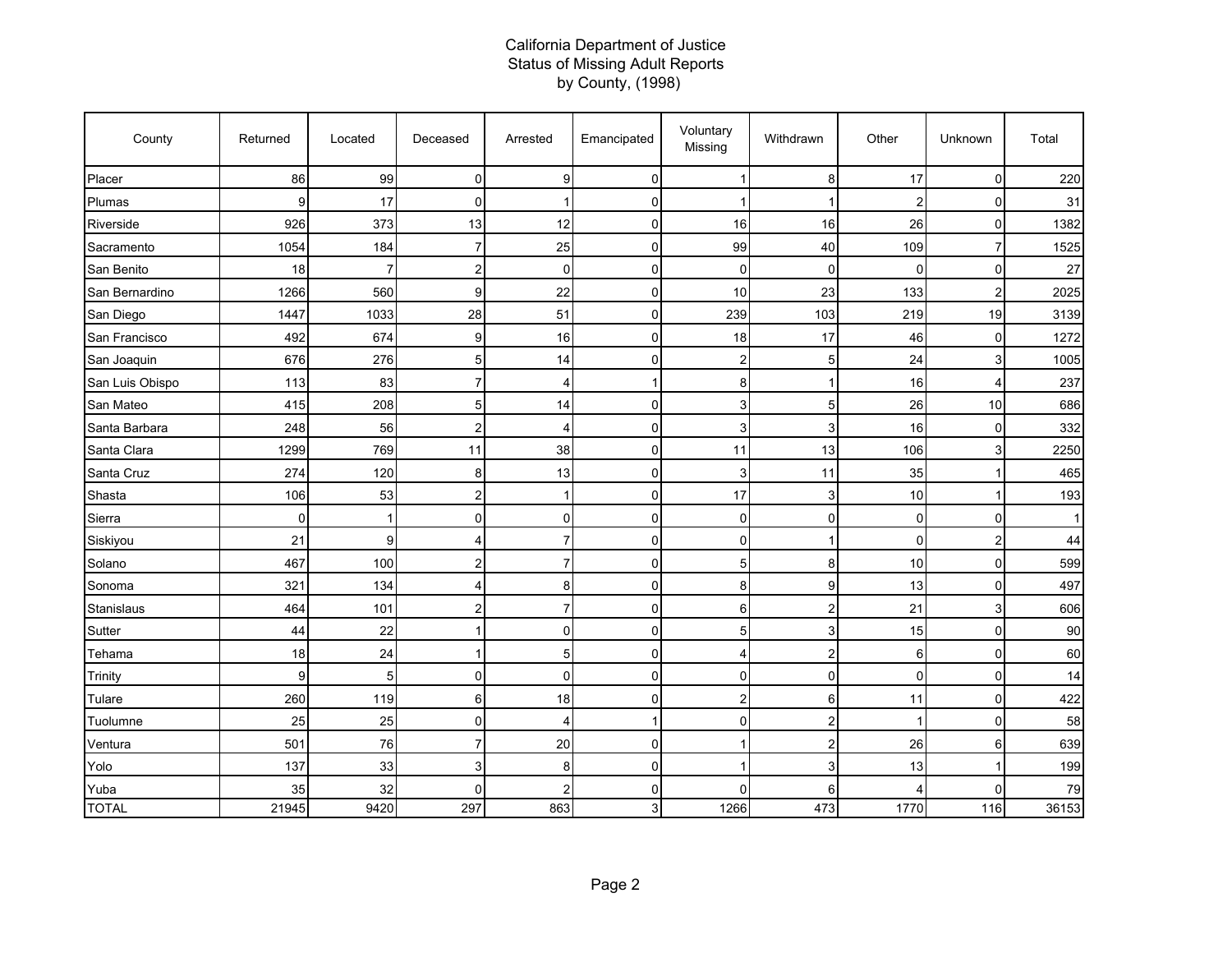# California Department of Justice
## Status of Missing Adult Reports
## by County, (1998)

| County | Returned | Located | Deceased | Arrested | Emancipated | Voluntary Missing | Withdrawn | Other | Unknown | Total |
|---|---|---|---|---|---|---|---|---|---|---|
| Placer | 86 | 99 | 0 | 9 | 0 | 1 | 8 | 17 | 0 | 220 |
| Plumas | 9 | 17 | 0 | 1 | 0 | 1 | 1 | 2 | 0 | 31 |
| Riverside | 926 | 373 | 13 | 12 | 0 | 16 | 16 | 26 | 0 | 1382 |
| Sacramento | 1054 | 184 | 7 | 25 | 0 | 99 | 40 | 109 | 7 | 1525 |
| San Benito | 18 | 7 | 2 | 0 | 0 | 0 | 0 | 0 | 0 | 27 |
| San Bernardino | 1266 | 560 | 9 | 22 | 0 | 10 | 23 | 133 | 2 | 2025 |
| San Diego | 1447 | 1033 | 28 | 51 | 0 | 239 | 103 | 219 | 19 | 3139 |
| San Francisco | 492 | 674 | 9 | 16 | 0 | 18 | 17 | 46 | 0 | 1272 |
| San Joaquin | 676 | 276 | 5 | 14 | 0 | 2 | 5 | 24 | 3 | 1005 |
| San Luis Obispo | 113 | 83 | 7 | 4 | 1 | 8 | 1 | 16 | 4 | 237 |
| San Mateo | 415 | 208 | 5 | 14 | 0 | 3 | 5 | 26 | 10 | 686 |
| Santa Barbara | 248 | 56 | 2 | 4 | 0 | 3 | 3 | 16 | 0 | 332 |
| Santa Clara | 1299 | 769 | 11 | 38 | 0 | 11 | 13 | 106 | 3 | 2250 |
| Santa Cruz | 274 | 120 | 8 | 13 | 0 | 3 | 11 | 35 | 1 | 465 |
| Shasta | 106 | 53 | 2 | 1 | 0 | 17 | 3 | 10 | 1 | 193 |
| Sierra | 0 | 1 | 0 | 0 | 0 | 0 | 0 | 0 | 0 | 1 |
| Siskiyou | 21 | 9 | 4 | 7 | 0 | 0 | 1 | 0 | 2 | 44 |
| Solano | 467 | 100 | 2 | 7 | 0 | 5 | 8 | 10 | 0 | 599 |
| Sonoma | 321 | 134 | 4 | 8 | 0 | 8 | 9 | 13 | 0 | 497 |
| Stanislaus | 464 | 101 | 2 | 7 | 0 | 6 | 2 | 21 | 3 | 606 |
| Sutter | 44 | 22 | 1 | 0 | 0 | 5 | 3 | 15 | 0 | 90 |
| Tehama | 18 | 24 | 1 | 5 | 0 | 4 | 2 | 6 | 0 | 60 |
| Trinity | 9 | 5 | 0 | 0 | 0 | 0 | 0 | 0 | 0 | 14 |
| Tulare | 260 | 119 | 6 | 18 | 0 | 2 | 6 | 11 | 0 | 422 |
| Tuolumne | 25 | 25 | 0 | 4 | 1 | 0 | 2 | 1 | 0 | 58 |
| Ventura | 501 | 76 | 7 | 20 | 0 | 1 | 2 | 26 | 6 | 639 |
| Yolo | 137 | 33 | 3 | 8 | 0 | 1 | 3 | 13 | 1 | 199 |
| Yuba | 35 | 32 | 0 | 2 | 0 | 0 | 6 | 4 | 0 | 79 |
| TOTAL | 21945 | 9420 | 297 | 863 | 3 | 1266 | 473 | 1770 | 116 | 36153 |